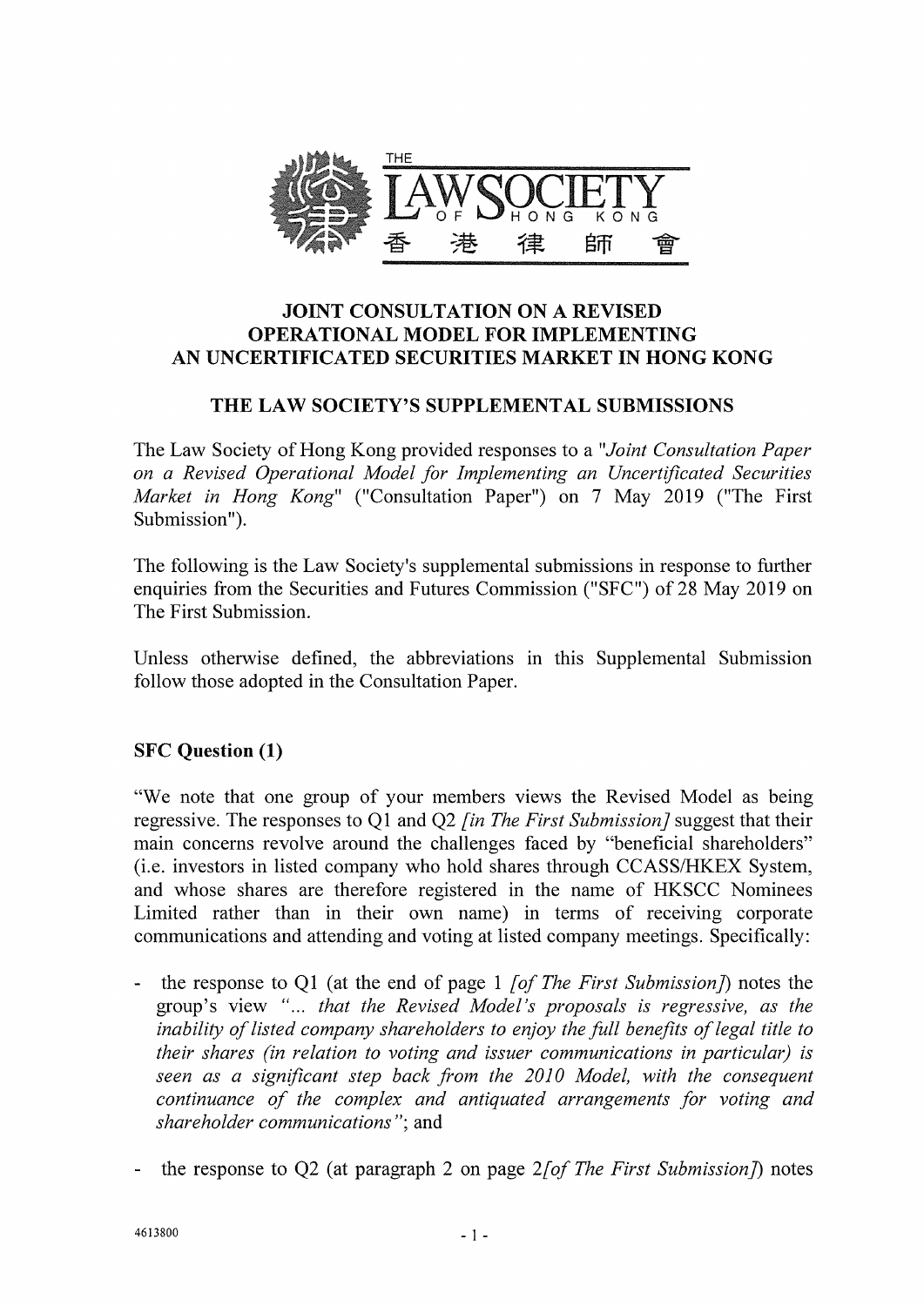THE LAW SOCIETY OF HONG KONG 香港律師會

# JOINT CONSULTATION ON A REVISED OPERATIONAL MODEL FOR IMPLEMENTING AN UNCERTIFICATED SECURITIES MARKET IN HONG KONG

## THE LAW SOCIETY'S SUPPLEMENTAL SUBMISSIONS

The Law Society of Hong Kong provided responses to a "*Joint Consultation Paper on a Revised Operational Model for Implementing an Uncertificated Securities Market in Hong Kong*" ("Consultation Paper") on 7 May 2019 ("The First Submission").

The following is the Law Society's supplemental submissions in response to further enquiries from the Securities and Futures Commission ("SFC") of 28 May 2019 on The First Submission.

Unless otherwise defined, the abbreviations in this Supplemental Submission follow those adopted in the Consultation Paper.

### SFC Question (1)

"We note that one group of your members views the Revised Model as being regressive. The responses to Q1 and Q2 *[in The First Submission]* suggest that their main concerns revolve around the challenges faced by "beneficial shareholders" (i.e. investors in listed company who hold shares through CCASS/HKEX System, and whose shares are therefore registered in the name of HKSCC Nominees Limited rather than in their own name) in terms of receiving corporate communications and attending and voting at listed company meetings. Specifically:

- the response to Q1 (at the end of page 1 *[of The First Submission]*) notes the group's view *"... that the Revised Model's proposals is regressive, as the inability of listed company shareholders to enjoy the full benefits of legal title to their shares (in relation to voting and issuer communications in particular) is seen as a significant step back from the 2010 Model, with the consequent continuance of the complex and antiquated arrangements for voting and shareholder communications"*; and
- the response to Q2 (at paragraph 2 on page 2*[of The First Submission]*) notes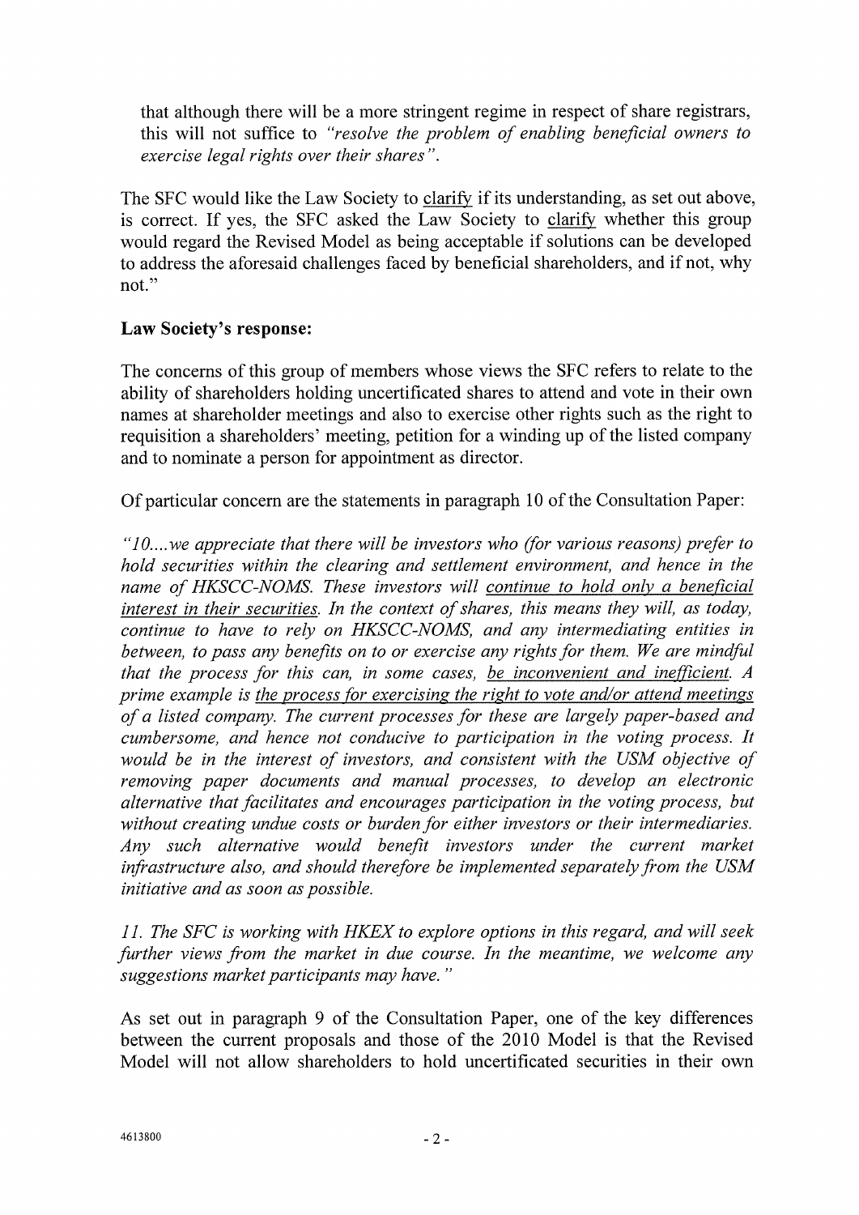that although there will be a more stringent regime in respect of share registrars, this will not suffice to *"resolve the problem of enabling beneficial owners to exercise legal rights over their shares"*.

The SFC would like the Law Society to <u>clarify</u> if its understanding, as set out above, is correct. If yes, the SFC asked the Law Society to <u>clarify</u> whether this group would regard the Revised Model as being acceptable if solutions can be developed to address the aforesaid challenges faced by beneficial shareholders, and if not, why not."

**Law Society's response:**

The concerns of this group of members whose views the SFC refers to relate to the ability of shareholders holding uncertificated shares to attend and vote in their own names at shareholder meetings and also to exercise other rights such as the right to requisition a shareholders' meeting, petition for a winding up of the listed company and to nominate a person for appointment as director.

Of particular concern are the statements in paragraph 10 of the Consultation Paper:

*"10....we appreciate that there will be investors who (for various reasons) prefer to hold securities within the clearing and settlement environment, and hence in the name of HKSCC-NOMS. These investors will <u>continue to hold only a beneficial interest in their securities</u>. In the context of shares, this means they will, as today, continue to have to rely on HKSCC-NOMS, and any intermediating entities in between, to pass any benefits on to or exercise any rights for them. We are mindful that the process for this can, in some cases, <u>be inconvenient and inefficient</u>. A prime example is <u>the process for exercising the right to vote and/or attend meetings</u> of a listed company. The current processes for these are largely paper-based and cumbersome, and hence not conducive to participation in the voting process. It would be in the interest of investors, and consistent with the USM objective of removing paper documents and manual processes, to develop an electronic alternative that facilitates and encourages participation in the voting process, but without creating undue costs or burden for either investors or their intermediaries. Any such alternative would benefit investors under the current market infrastructure also, and should therefore be implemented separately from the USM initiative and as soon as possible.*

*11. The SFC is working with HKEX to explore options in this regard, and will seek further views from the market in due course. In the meantime, we welcome any suggestions market participants may have."*

As set out in paragraph 9 of the Consultation Paper, one of the key differences between the current proposals and those of the 2010 Model is that the Revised Model will not allow shareholders to hold uncertificated securities in their own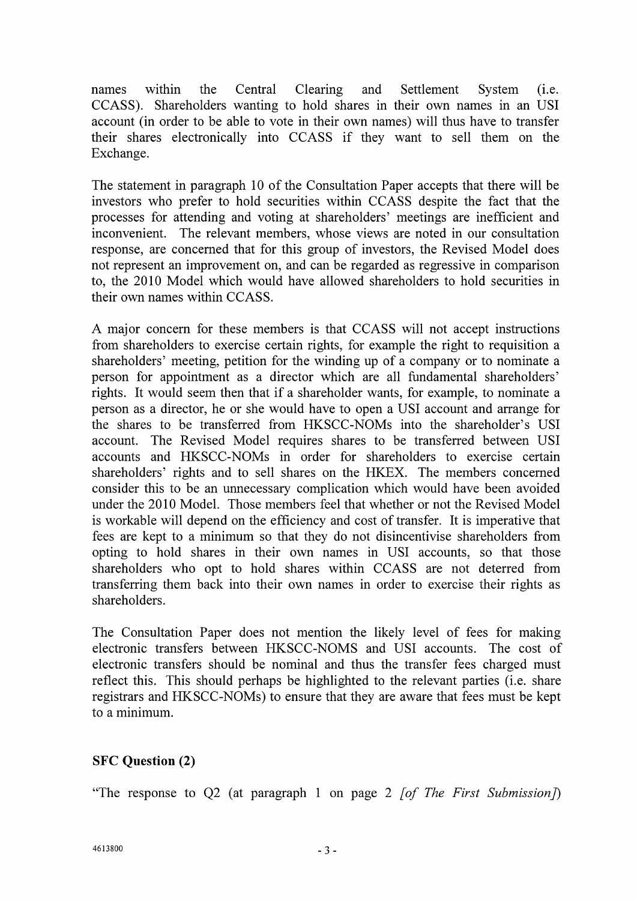names within the Central Clearing and Settlement System (i.e. CCASS). Shareholders wanting to hold shares in their own names in an USI account (in order to be able to vote in their own names) will thus have to transfer their shares electronically into CCASS if they want to sell them on the Exchange.

The statement in paragraph 10 of the Consultation Paper accepts that there will be investors who prefer to hold securities within CCASS despite the fact that the processes for attending and voting at shareholders' meetings are inefficient and inconvenient. The relevant members, whose views are noted in our consultation response, are concerned that for this group of investors, the Revised Model does not represent an improvement on, and can be regarded as regressive in comparison to, the 2010 Model which would have allowed shareholders to hold securities in their own names within CCASS.

A major concern for these members is that CCASS will not accept instructions from shareholders to exercise certain rights, for example the right to requisition a shareholders' meeting, petition for the winding up of a company or to nominate a person for appointment as a director which are all fundamental shareholders' rights. It would seem then that if a shareholder wants, for example, to nominate a person as a director, he or she would have to open a USI account and arrange for the shares to be transferred from HKSCC-NOMs into the shareholder's USI account. The Revised Model requires shares to be transferred between USI accounts and HKSCC-NOMs in order for shareholders to exercise certain shareholders' rights and to sell shares on the HKEX. The members concerned consider this to be an unnecessary complication which would have been avoided under the 2010 Model. Those members feel that whether or not the Revised Model is workable will depend on the efficiency and cost of transfer. It is imperative that fees are kept to a minimum so that they do not disincentivise shareholders from opting to hold shares in their own names in USI accounts, so that those shareholders who opt to hold shares within CCASS are not deterred from transferring them back into their own names in order to exercise their rights as shareholders.

The Consultation Paper does not mention the likely level of fees for making electronic transfers between HKSCC-NOMS and USI accounts. The cost of electronic transfers should be nominal and thus the transfer fees charged must reflect this. This should perhaps be highlighted to the relevant parties (i.e. share registrars and HKSCC-NOMs) to ensure that they are aware that fees must be kept to a minimum.

**SFC Question (2)**

"The response to Q2 (at paragraph 1 on page 2 *[of The First Submission]*)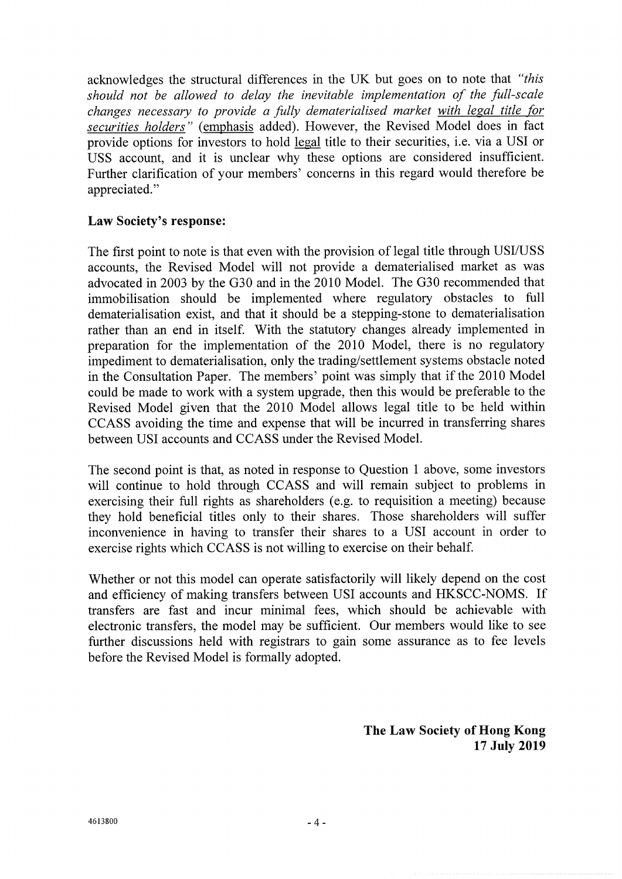acknowledges the structural differences in the UK but goes on to note that *"this should not be allowed to delay the inevitable implementation of the full-scale changes necessary to provide a fully dematerialised market with legal title for securities holders"* (emphasis added). However, the Revised Model does in fact provide options for investors to hold legal title to their securities, i.e. via a USI or USS account, and it is unclear why these options are considered insufficient. Further clarification of your members' concerns in this regard would therefore be appreciated."

**Law Society's response:**

The first point to note is that even with the provision of legal title through USI/USS accounts, the Revised Model will not provide a dematerialised market as was advocated in 2003 by the G30 and in the 2010 Model. The G30 recommended that immobilisation should be implemented where regulatory obstacles to full dematerialisation exist, and that it should be a stepping-stone to dematerialisation rather than an end in itself. With the statutory changes already implemented in preparation for the implementation of the 2010 Model, there is no regulatory impediment to dematerialisation, only the trading/settlement systems obstacle noted in the Consultation Paper. The members' point was simply that if the 2010 Model could be made to work with a system upgrade, then this would be preferable to the Revised Model given that the 2010 Model allows legal title to be held within CCASS avoiding the time and expense that will be incurred in transferring shares between USI accounts and CCASS under the Revised Model.

The second point is that, as noted in response to Question 1 above, some investors will continue to hold through CCASS and will remain subject to problems in exercising their full rights as shareholders (e.g. to requisition a meeting) because they hold beneficial titles only to their shares. Those shareholders will suffer inconvenience in having to transfer their shares to a USI account in order to exercise rights which CCASS is not willing to exercise on their behalf.

Whether or not this model can operate satisfactorily will likely depend on the cost and efficiency of making transfers between USI accounts and HKSCC-NOMS. If transfers are fast and incur minimal fees, which should be achievable with electronic transfers, the model may be sufficient. Our members would like to see further discussions held with registrars to gain some assurance as to fee levels before the Revised Model is formally adopted.

**The Law Society of Hong Kong**
**17 July 2019**

4613800